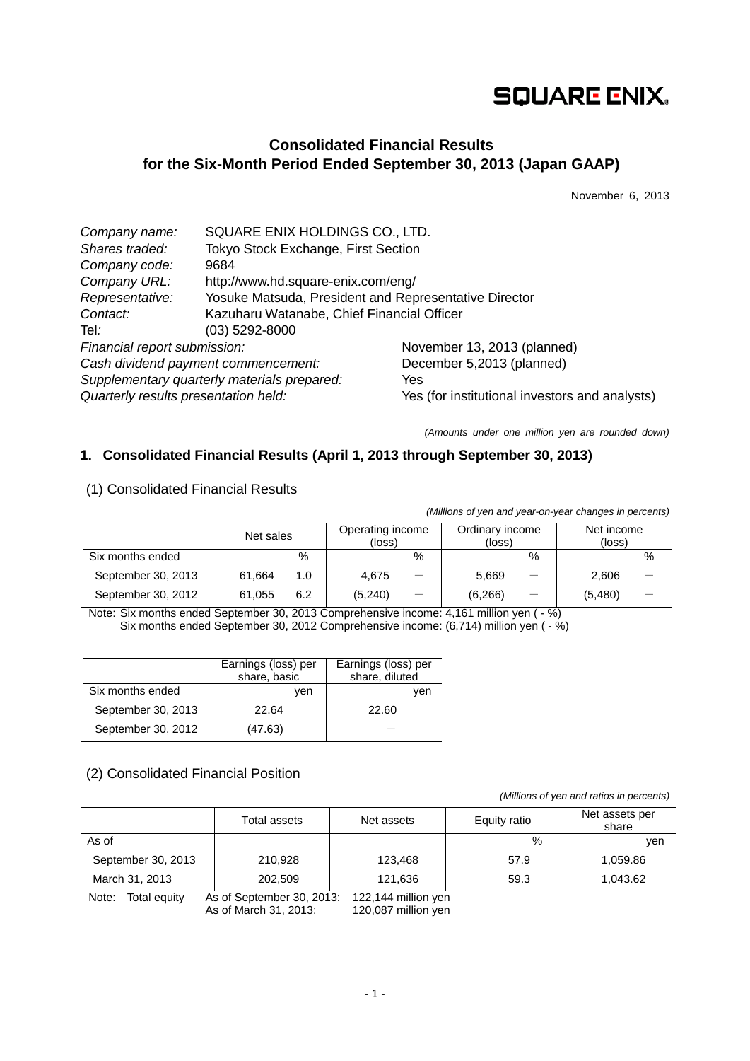SQUARE ENIX.

# Consolidated Financial Results for the Six-Month Period Ended September 30, 2013 (Japan GAAP)

November 6, 2013

| | |
|---|---|
| *Company name:* | SQUARE ENIX HOLDINGS CO., LTD. |
| *Shares traded:* | Tokyo Stock Exchange, First Section |
| *Company code:* | 9684 |
| *Company URL:* | http://www.hd.square-enix.com/eng/ |
| *Representative:* | Yosuke Matsuda, President and Representative Director |
| *Contact:* | Kazuharu Watanabe, Chief Financial Officer |
| Tel*:* | (03) 5292-8000 |
| *Financial report submission:* | November 13, 2013 (planned) |
| *Cash dividend payment commencement:* | December 5,2013 (planned) |
| *Supplementary quarterly materials prepared:* | Yes |
| *Quarterly results presentation held:* | Yes (for institutional investors and analysts) |

*(Amounts under one million yen are rounded down)*

## 1. Consolidated Financial Results (April 1, 2013 through September 30, 2013)

### (1) Consolidated Financial Results

*(Millions of yen and year-on-year changes in percents)*

| | Net sales | | Operating income (loss) | | Ordinary income (loss) | | Net income (loss) | |
|---|---|---|---|---|---|---|---|---|
| Six months ended | | % | | % | | % | | % |
| September 30, 2013 | 61,664 | 1.0 | 4,675 | — | 5,669 | — | 2,606 | — |
| September 30, 2012 | 61,055 | 6.2 | (5,240) | — | (6,266) | — | (5,480) | — |

Note: Six months ended September 30, 2013 Comprehensive income: 4,161 million yen ( - %)
Six months ended September 30, 2012 Comprehensive income: (6,714) million yen ( - %)

| | Earnings (loss) per share, basic | Earnings (loss) per share, diluted |
|---|---|---|
| Six months ended | yen | yen |
| September 30, 2013 | 22.64 | 22.60 |
| September 30, 2012 | (47.63) | — |

### (2) Consolidated Financial Position

*(Millions of yen and ratios in percents)*

| | Total assets | Net assets | Equity ratio | Net assets per share |
|---|---|---|---|---|
| As of | | | % | yen |
| September 30, 2013 | 210,928 | 123,468 | 57.9 | 1,059.86 |
| March 31, 2013 | 202,509 | 121,636 | 59.3 | 1,043.62 |

Note: Total equity As of September 30, 2013: 122,144 million yen
As of March 31, 2013: 120,087 million yen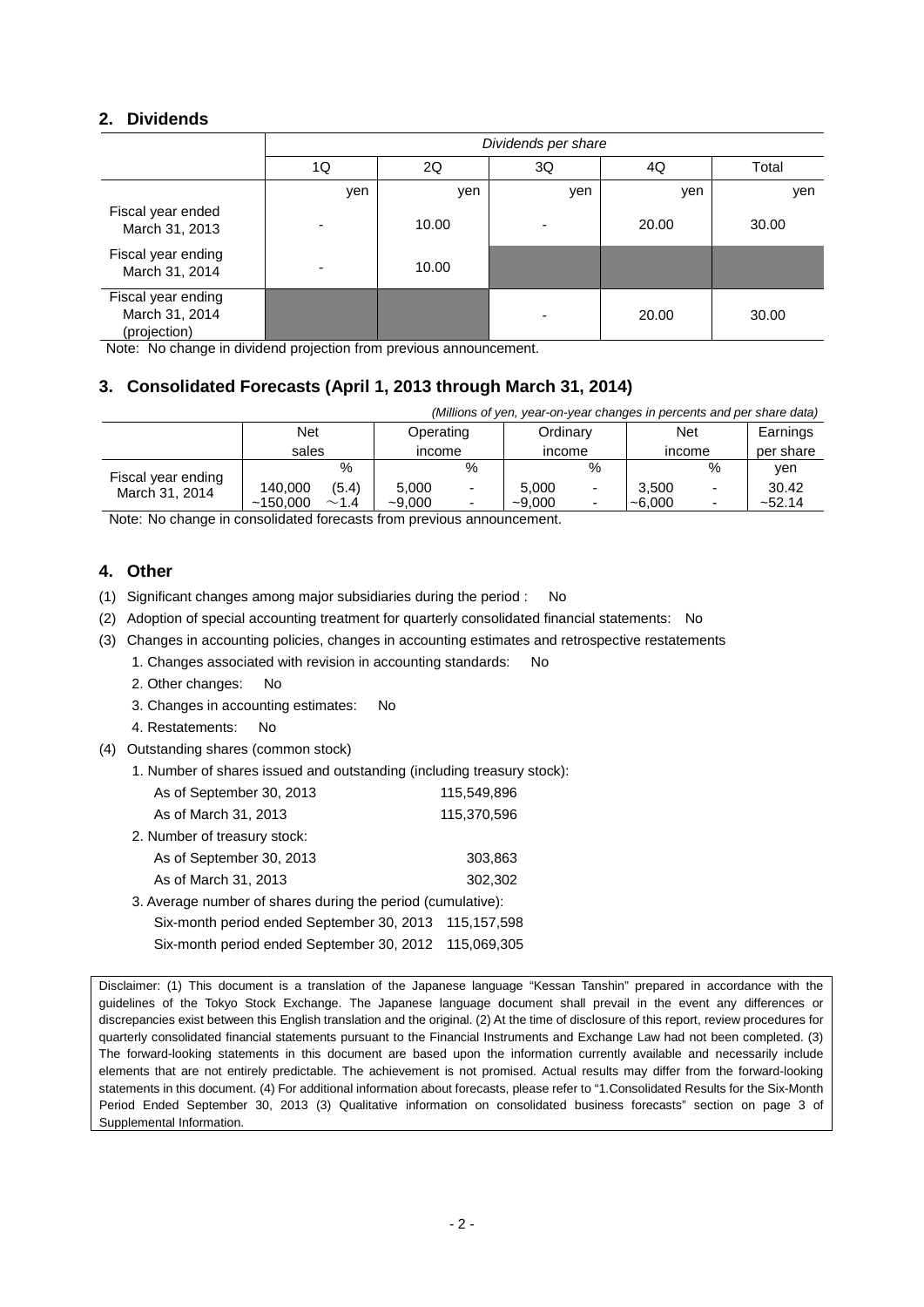## 2. Dividends

| | Dividends per share | | | | |
|---|---|---|---|---|---|
| | 1Q | 2Q | 3Q | 4Q | Total |
| | yen | yen | yen | yen | yen |
| Fiscal year ended March 31, 2013 | - | 10.00 | - | 20.00 | 30.00 |
| Fiscal year ending March 31, 2014 | - | 10.00 | | | |
| Fiscal year ending March 31, 2014 (projection) | | | - | 20.00 | 30.00 |

Note: No change in dividend projection from previous announcement.

## 3. Consolidated Forecasts (April 1, 2013 through March 31, 2014)

*(Millions of yen, year-on-year changes in percents and per share data)*

| | Net sales | | Operating income | | Ordinary income | | Net income | | Earnings per share |
|---|---|---|---|---|---|---|---|---|---|
| | | % | | % | | % | | % | yen |
| Fiscal year ending March 31, 2014 | 140,000 ~150,000 | (5.4) ～1.4 | 5,000 ~9,000 | - - | 5,000 ~9,000 | - - | 3,500 ~6,000 | - - | 30.42 ~52.14 |

Note: No change in consolidated forecasts from previous announcement.

## 4. Other

(1) Significant changes among major subsidiaries during the period : No

(2) Adoption of special accounting treatment for quarterly consolidated financial statements: No

(3) Changes in accounting policies, changes in accounting estimates and retrospective restatements

1. Changes associated with revision in accounting standards: No
2. Other changes: No
3. Changes in accounting estimates: No
4. Restatements: No

(4) Outstanding shares (common stock)

1. Number of shares issued and outstanding (including treasury stock):

| | |
|---|---|
| As of September 30, 2013 | 115,549,896 |
| As of March 31, 2013 | 115,370,596 |

2. Number of treasury stock:

| | |
|---|---|
| As of September 30, 2013 | 303,863 |
| As of March 31, 2013 | 302,302 |

3. Average number of shares during the period (cumulative):

| | |
|---|---|
| Six-month period ended September 30, 2013 | 115,157,598 |
| Six-month period ended September 30, 2012 | 115,069,305 |

Disclaimer: (1) This document is a translation of the Japanese language "Kessan Tanshin" prepared in accordance with the guidelines of the Tokyo Stock Exchange. The Japanese language document shall prevail in the event any differences or discrepancies exist between this English translation and the original. (2) At the time of disclosure of this report, review procedures for quarterly consolidated financial statements pursuant to the Financial Instruments and Exchange Law had not been completed. (3) The forward-looking statements in this document are based upon the information currently available and necessarily include elements that are not entirely predictable. The achievement is not promised. Actual results may differ from the forward-looking statements in this document. (4) For additional information about forecasts, please refer to "1.Consolidated Results for the Six-Month Period Ended September 30, 2013 (3) Qualitative information on consolidated business forecasts" section on page 3 of Supplemental Information.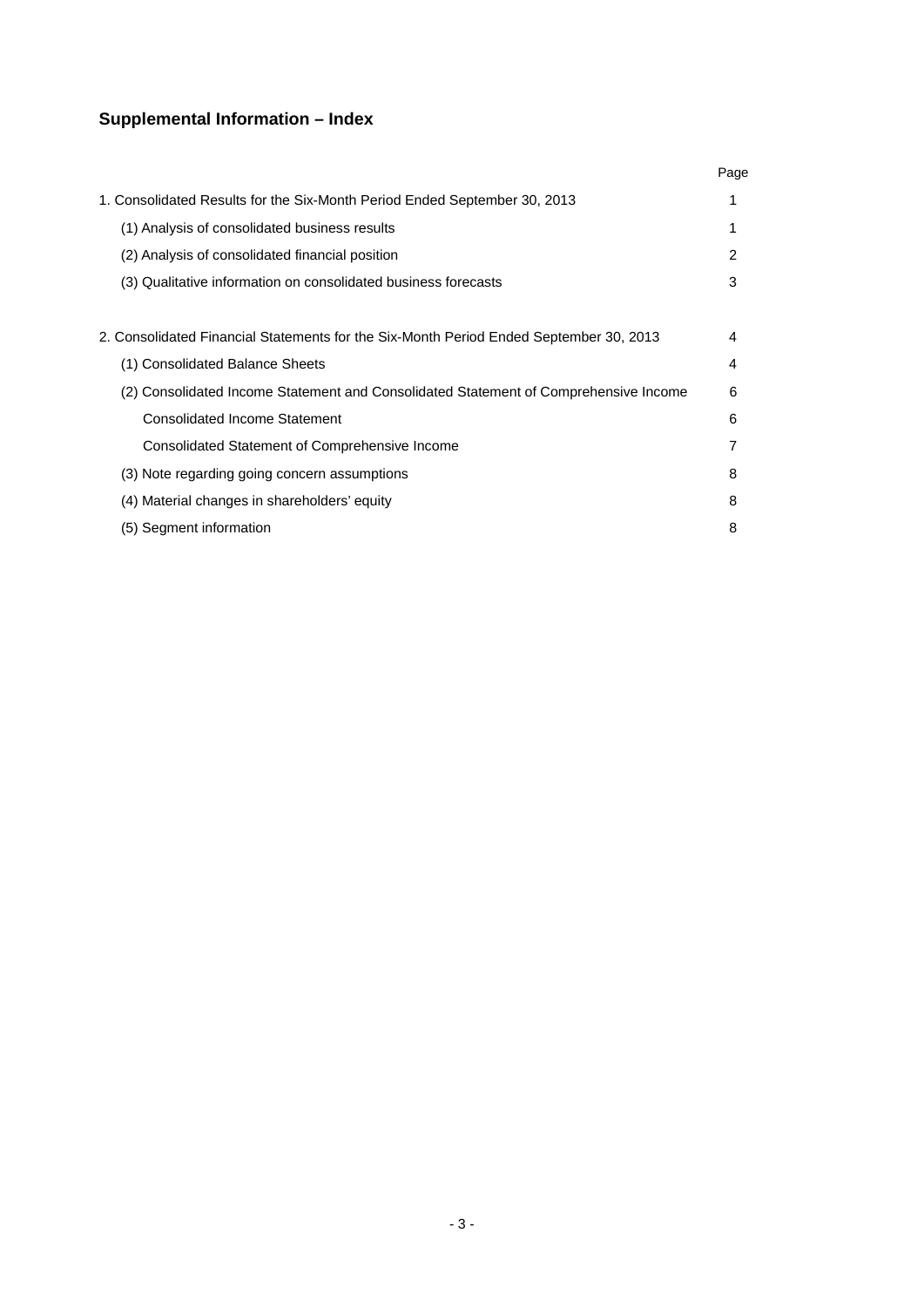## Supplemental Information – Index

| | Page |
|---|---|
| 1. Consolidated Results for the Six-Month Period Ended September 30, 2013 | 1 |
| (1) Analysis of consolidated business results | 1 |
| (2) Analysis of consolidated financial position | 2 |
| (3) Qualitative information on consolidated business forecasts | 3 |
| | |
| 2. Consolidated Financial Statements for the Six-Month Period Ended September 30, 2013 | 4 |
| (1) Consolidated Balance Sheets | 4 |
| (2) Consolidated Income Statement and Consolidated Statement of Comprehensive Income | 6 |
| Consolidated Income Statement | 6 |
| Consolidated Statement of Comprehensive Income | 7 |
| (3) Note regarding going concern assumptions | 8 |
| (4) Material changes in shareholders' equity | 8 |
| (5) Segment information | 8 |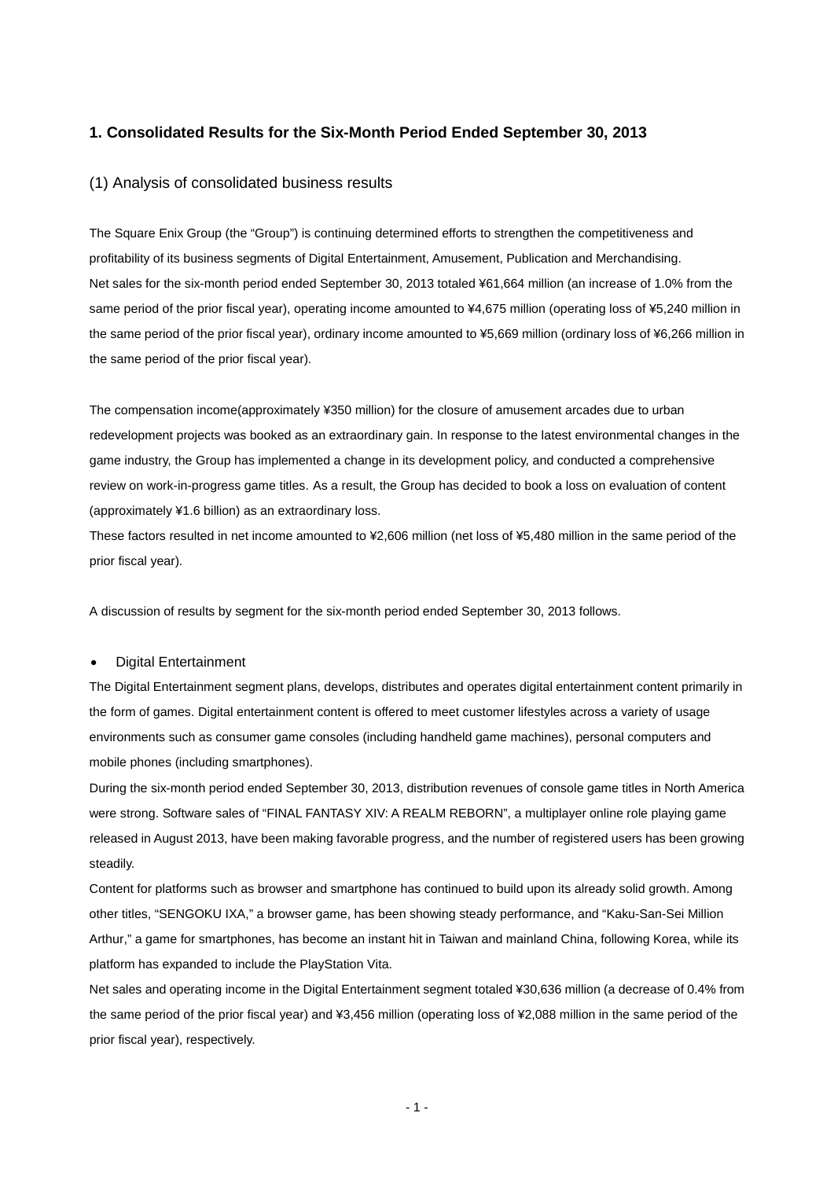## 1. Consolidated Results for the Six-Month Period Ended September 30, 2013

### (1) Analysis of consolidated business results

The Square Enix Group (the “Group”) is continuing determined efforts to strengthen the competitiveness and profitability of its business segments of Digital Entertainment, Amusement, Publication and Merchandising.
Net sales for the six-month period ended September 30, 2013 totaled ¥61,664 million (an increase of 1.0% from the same period of the prior fiscal year), operating income amounted to ¥4,675 million (operating loss of ¥5,240 million in the same period of the prior fiscal year), ordinary income amounted to ¥5,669 million (ordinary loss of ¥6,266 million in the same period of the prior fiscal year).

The compensation income(approximately ¥350 million) for the closure of amusement arcades due to urban redevelopment projects was booked as an extraordinary gain. In response to the latest environmental changes in the game industry, the Group has implemented a change in its development policy, and conducted a comprehensive review on work-in-progress game titles. As a result, the Group has decided to book a loss on evaluation of content (approximately ¥1.6 billion) as an extraordinary loss.
These factors resulted in net income amounted to ¥2,606 million (net loss of ¥5,480 million in the same period of the prior fiscal year).

A discussion of results by segment for the six-month period ended September 30, 2013 follows.

- Digital Entertainment

The Digital Entertainment segment plans, develops, distributes and operates digital entertainment content primarily in the form of games. Digital entertainment content is offered to meet customer lifestyles across a variety of usage environments such as consumer game consoles (including handheld game machines), personal computers and mobile phones (including smartphones).
During the six-month period ended September 30, 2013, distribution revenues of console game titles in North America were strong. Software sales of “FINAL FANTASY XIV: A REALM REBORN”, a multiplayer online role playing game released in August 2013, have been making favorable progress, and the number of registered users has been growing steadily.
Content for platforms such as browser and smartphone has continued to build upon its already solid growth. Among other titles, “SENGOKU IXA,” a browser game, has been showing steady performance, and “Kaku-San-Sei Million Arthur,” a game for smartphones, has become an instant hit in Taiwan and mainland China, following Korea, while its platform has expanded to include the PlayStation Vita.
Net sales and operating income in the Digital Entertainment segment totaled ¥30,636 million (a decrease of 0.4% from the same period of the prior fiscal year) and ¥3,456 million (operating loss of ¥2,088 million in the same period of the prior fiscal year), respectively.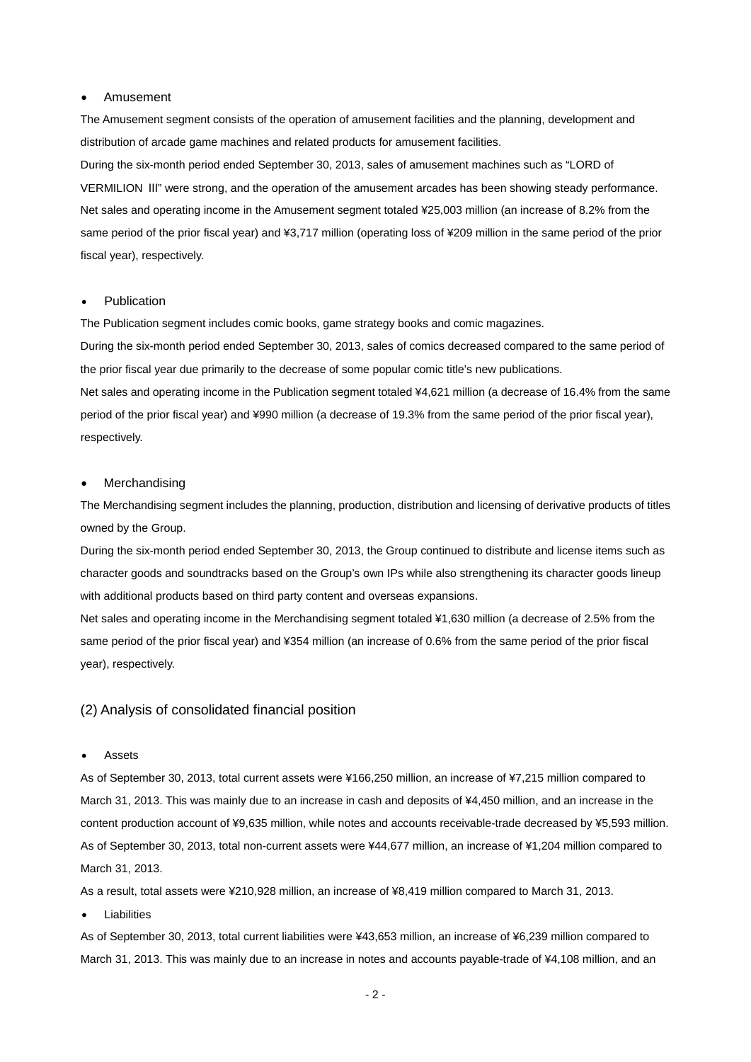- Amusement

The Amusement segment consists of the operation of amusement facilities and the planning, development and distribution of arcade game machines and related products for amusement facilities.

During the six-month period ended September 30, 2013, sales of amusement machines such as “LORD of VERMILION III” were strong, and the operation of the amusement arcades has been showing steady performance.

Net sales and operating income in the Amusement segment totaled ¥25,003 million (an increase of 8.2% from the same period of the prior fiscal year) and ¥3,717 million (operating loss of ¥209 million in the same period of the prior fiscal year), respectively.

- Publication

The Publication segment includes comic books, game strategy books and comic magazines.

During the six-month period ended September 30, 2013, sales of comics decreased compared to the same period of the prior fiscal year due primarily to the decrease of some popular comic title's new publications.

Net sales and operating income in the Publication segment totaled ¥4,621 million (a decrease of 16.4% from the same period of the prior fiscal year) and ¥990 million (a decrease of 19.3% from the same period of the prior fiscal year), respectively.

- Merchandising

The Merchandising segment includes the planning, production, distribution and licensing of derivative products of titles owned by the Group.

During the six-month period ended September 30, 2013, the Group continued to distribute and license items such as character goods and soundtracks based on the Group's own IPs while also strengthening its character goods lineup with additional products based on third party content and overseas expansions.

Net sales and operating income in the Merchandising segment totaled ¥1,630 million (a decrease of 2.5% from the same period of the prior fiscal year) and ¥354 million (an increase of 0.6% from the same period of the prior fiscal year), respectively.

## (2) Analysis of consolidated financial position

- Assets

As of September 30, 2013, total current assets were ¥166,250 million, an increase of ¥7,215 million compared to March 31, 2013. This was mainly due to an increase in cash and deposits of ¥4,450 million, and an increase in the content production account of ¥9,635 million, while notes and accounts receivable-trade decreased by ¥5,593 million. As of September 30, 2013, total non-current assets were ¥44,677 million, an increase of ¥1,204 million compared to March 31, 2013.

As a result, total assets were ¥210,928 million, an increase of ¥8,419 million compared to March 31, 2013.

- Liabilities

As of September 30, 2013, total current liabilities were ¥43,653 million, an increase of ¥6,239 million compared to March 31, 2013. This was mainly due to an increase in notes and accounts payable-trade of ¥4,108 million, and an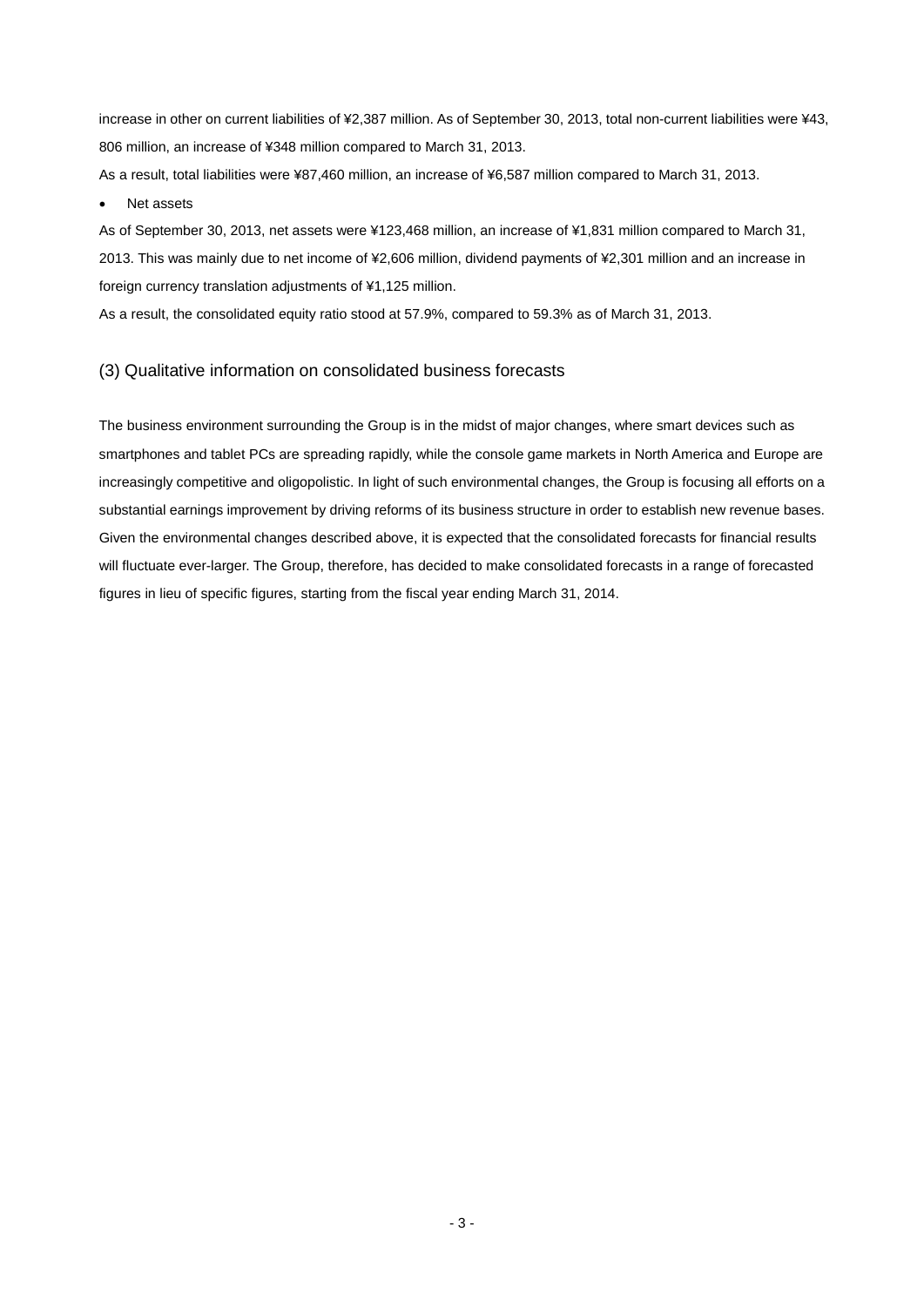increase in other on current liabilities of ¥2,387 million. As of September 30, 2013, total non-current liabilities were ¥43, 806 million, an increase of ¥348 million compared to March 31, 2013.

As a result, total liabilities were ¥87,460 million, an increase of ¥6,587 million compared to March 31, 2013.

- Net assets

As of September 30, 2013, net assets were ¥123,468 million, an increase of ¥1,831 million compared to March 31, 2013. This was mainly due to net income of ¥2,606 million, dividend payments of ¥2,301 million and an increase in foreign currency translation adjustments of ¥1,125 million.

As a result, the consolidated equity ratio stood at 57.9%, compared to 59.3% as of March 31, 2013.

### (3) Qualitative information on consolidated business forecasts

The business environment surrounding the Group is in the midst of major changes, where smart devices such as smartphones and tablet PCs are spreading rapidly, while the console game markets in North America and Europe are increasingly competitive and oligopolistic. In light of such environmental changes, the Group is focusing all efforts on a substantial earnings improvement by driving reforms of its business structure in order to establish new revenue bases. Given the environmental changes described above, it is expected that the consolidated forecasts for financial results will fluctuate ever-larger. The Group, therefore, has decided to make consolidated forecasts in a range of forecasted figures in lieu of specific figures, starting from the fiscal year ending March 31, 2014.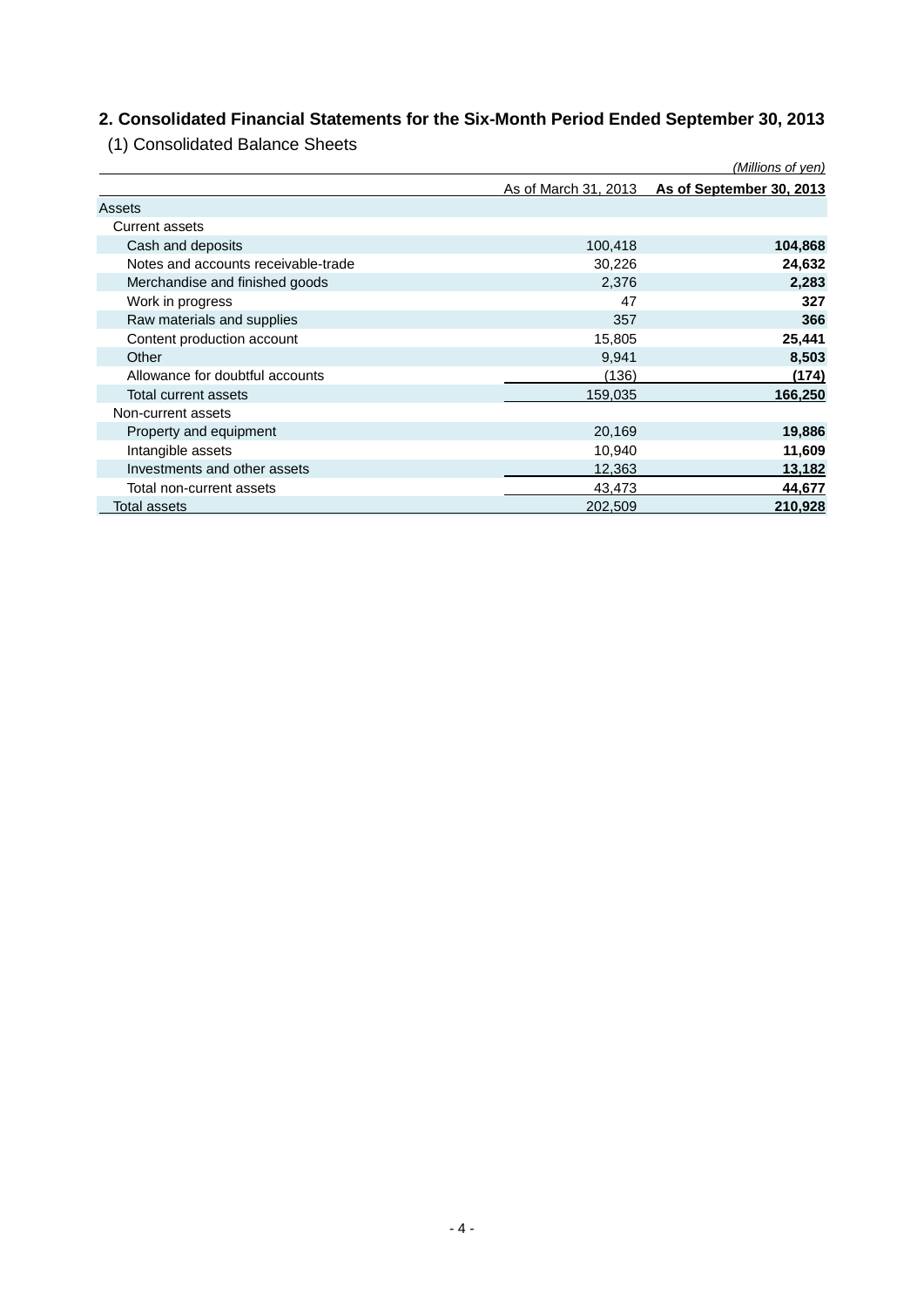## 2. Consolidated Financial Statements for the Six-Month Period Ended September 30, 2013

### (1) Consolidated Balance Sheets

*(Millions of yen)*

| | As of March 31, 2013 | **As of September 30, 2013** |
|---|---|---|
| Assets | | |
| Current assets | | |
| Cash and deposits | 100,418 | **104,868** |
| Notes and accounts receivable-trade | 30,226 | **24,632** |
| Merchandise and finished goods | 2,376 | **2,283** |
| Work in progress | 47 | **327** |
| Raw materials and supplies | 357 | **366** |
| Content production account | 15,805 | **25,441** |
| Other | 9,941 | **8,503** |
| Allowance for doubtful accounts | (136) | **(174)** |
| Total current assets | 159,035 | **166,250** |
| Non-current assets | | |
| Property and equipment | 20,169 | **19,886** |
| Intangible assets | 10,940 | **11,609** |
| Investments and other assets | 12,363 | **13,182** |
| Total non-current assets | 43,473 | **44,677** |
| Total assets | 202,509 | **210,928** |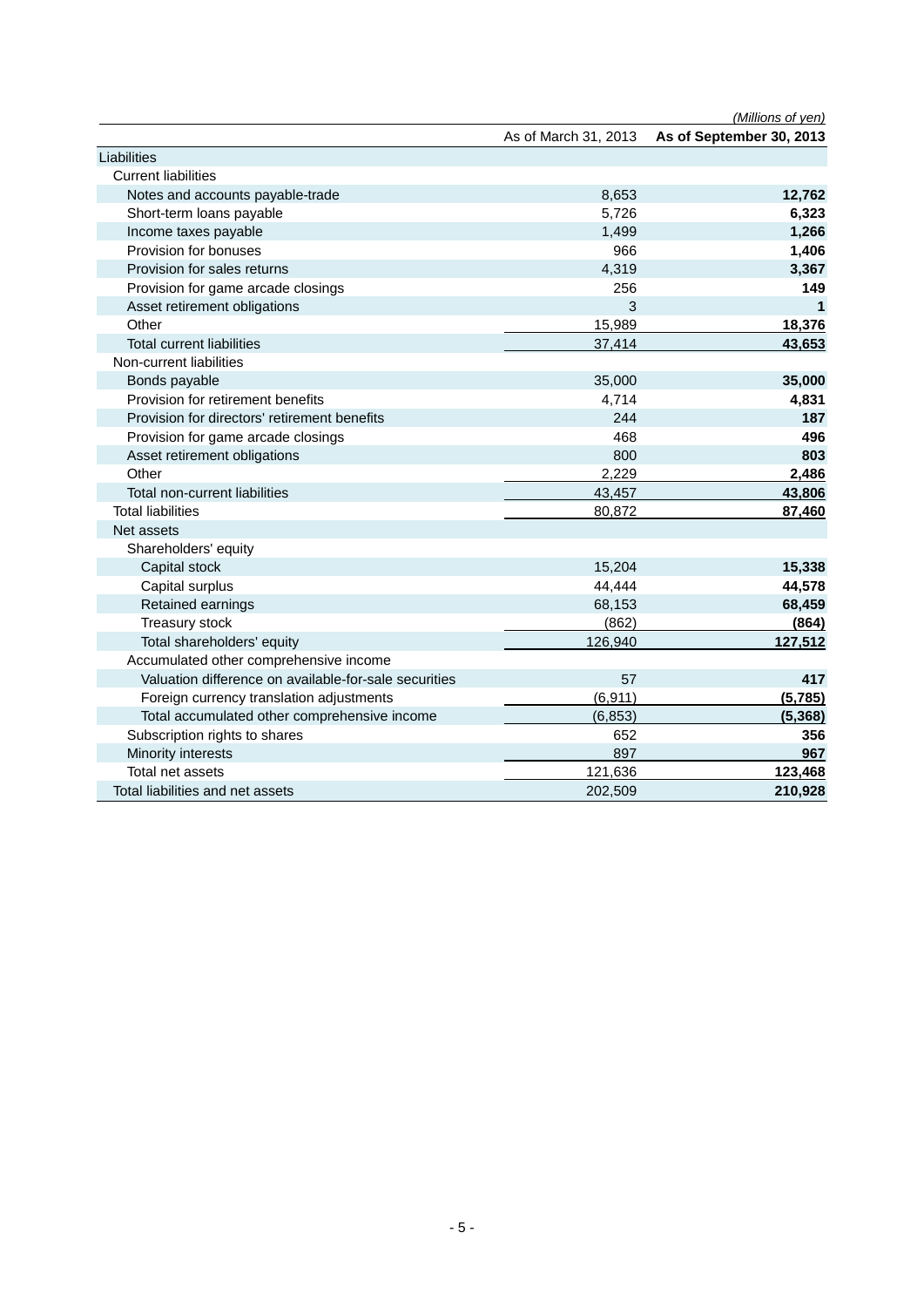(Millions of yen)

| | As of March 31, 2013 | **As of September 30, 2013** |
|---|---|---|
| Liabilities | | |
| Current liabilities | | |
| Notes and accounts payable-trade | 8,653 | **12,762** |
| Short-term loans payable | 5,726 | **6,323** |
| Income taxes payable | 1,499 | **1,266** |
| Provision for bonuses | 966 | **1,406** |
| Provision for sales returns | 4,319 | **3,367** |
| Provision for game arcade closings | 256 | **149** |
| Asset retirement obligations | 3 | **1** |
| Other | 15,989 | **18,376** |
| Total current liabilities | 37,414 | **43,653** |
| Non-current liabilities | | |
| Bonds payable | 35,000 | **35,000** |
| Provision for retirement benefits | 4,714 | **4,831** |
| Provision for directors' retirement benefits | 244 | **187** |
| Provision for game arcade closings | 468 | **496** |
| Asset retirement obligations | 800 | **803** |
| Other | 2,229 | **2,486** |
| Total non-current liabilities | 43,457 | **43,806** |
| Total liabilities | 80,872 | **87,460** |
| Net assets | | |
| Shareholders' equity | | |
| Capital stock | 15,204 | **15,338** |
| Capital surplus | 44,444 | **44,578** |
| Retained earnings | 68,153 | **68,459** |
| Treasury stock | (862) | **(864)** |
| Total shareholders' equity | 126,940 | **127,512** |
| Accumulated other comprehensive income | | |
| Valuation difference on available-for-sale securities | 57 | **417** |
| Foreign currency translation adjustments | (6,911) | **(5,785)** |
| Total accumulated other comprehensive income | (6,853) | **(5,368)** |
| Subscription rights to shares | 652 | **356** |
| Minority interests | 897 | **967** |
| Total net assets | 121,636 | **123,468** |
| Total liabilities and net assets | 202,509 | **210,928** |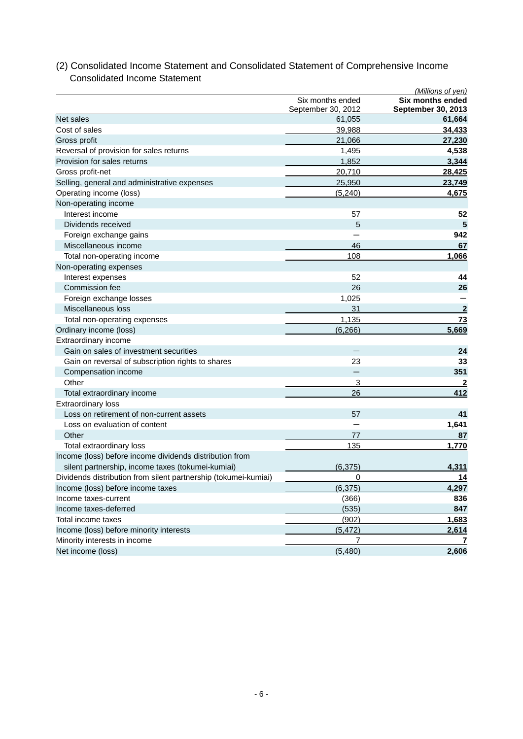## (2) Consolidated Income Statement and Consolidated Statement of Comprehensive Income

### Consolidated Income Statement

*(Millions of yen)*

| | Six months ended September 30, 2012 | **Six months ended September 30, 2013** |
|---|---|---|
| Net sales | 61,055 | **61,664** |
| Cost of sales | 39,988 | **34,433** |
| Gross profit | 21,066 | **27,230** |
| Reversal of provision for sales returns | 1,495 | **4,538** |
| Provision for sales returns | 1,852 | **3,344** |
| Gross profit-net | 20,710 | **28,425** |
| Selling, general and administrative expenses | 25,950 | **23,749** |
| Operating income (loss) | (5,240) | **4,675** |
| Non-operating income | | |
| Interest income | 57 | **52** |
| Dividends received | 5 | **5** |
| Foreign exchange gains | — | **942** |
| Miscellaneous income | 46 | **67** |
| Total non-operating income | 108 | **1,066** |
| Non-operating expenses | | |
| Interest expenses | 52 | **44** |
| Commission fee | 26 | **26** |
| Foreign exchange losses | 1,025 | **—** |
| Miscellaneous loss | 31 | **2** |
| Total non-operating expenses | 1,135 | **73** |
| Ordinary income (loss) | (6,266) | **5,669** |
| Extraordinary income | | |
| Gain on sales of investment securities | — | **24** |
| Gain on reversal of subscription rights to shares | 23 | **33** |
| Compensation income | — | **351** |
| Other | 3 | **2** |
| Total extraordinary income | 26 | **412** |
| Extraordinary loss | | |
| Loss on retirement of non-current assets | 57 | **41** |
| Loss on evaluation of content | — | **1,641** |
| Other | 77 | **87** |
| Total extraordinary loss | 135 | **1,770** |
| Income (loss) before income dividends distribution from silent partnership, income taxes (tokumei-kumiai) | (6,375) | **4,311** |
| Dividends distribution from silent partnership (tokumei-kumiai) | 0 | **14** |
| Income (loss) before income taxes | (6,375) | **4,297** |
| Income taxes-current | (366) | **836** |
| Income taxes-deferred | (535) | **847** |
| Total income taxes | (902) | **1,683** |
| Income (loss) before minority interests | (5,472) | **2,614** |
| Minority interests in income | 7 | **7** |
| Net income (loss) | (5,480) | **2,606** |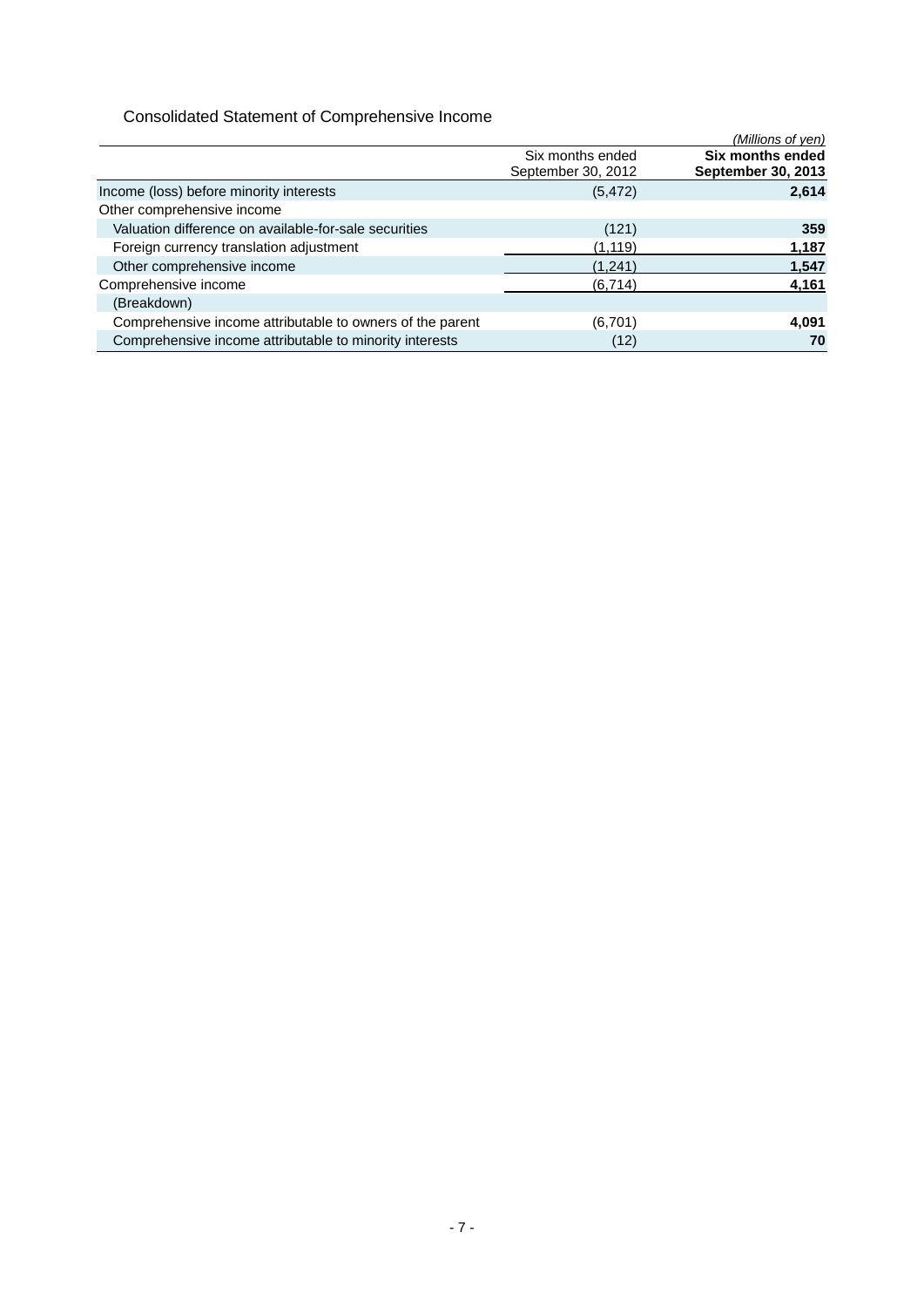## Consolidated Statement of Comprehensive Income

*(Millions of yen)*

| | Six months ended September 30, 2012 | **Six months ended September 30, 2013** |
|---|---|---|
| Income (loss) before minority interests | (5,472) | **2,614** |
| Other comprehensive income | | |
| Valuation difference on available-for-sale securities | (121) | **359** |
| Foreign currency translation adjustment | (1,119) | **1,187** |
| Other comprehensive income | (1,241) | **1,547** |
| Comprehensive income | (6,714) | **4,161** |
| (Breakdown) | | |
| Comprehensive income attributable to owners of the parent | (6,701) | **4,091** |
| Comprehensive income attributable to minority interests | (12) | **70** |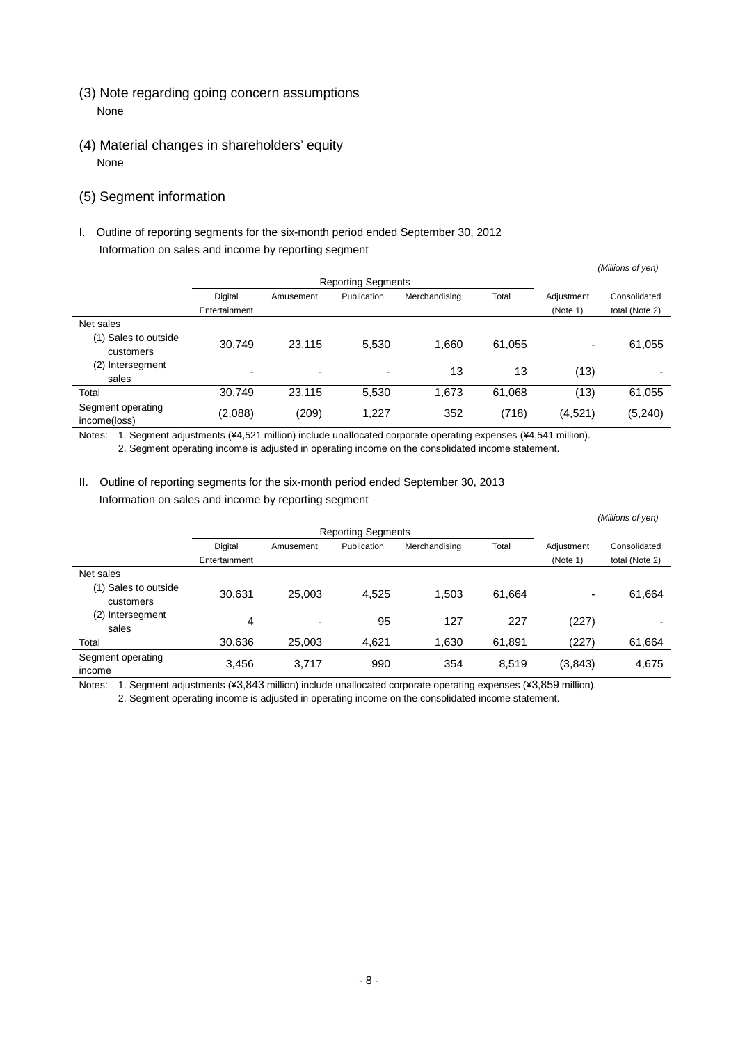## (3) Note regarding going concern assumptions

None

## (4) Material changes in shareholders' equity

None

## (5) Segment information

I. Outline of reporting segments for the six-month period ended September 30, 2012

Information on sales and income by reporting segment

*(Millions of yen)*

| | Reporting Segments | | | | | | |
|---|---|---|---|---|---|---|---|
| | Digital Entertainment | Amusement | Publication | Merchandising | Total | Adjustment (Note 1) | Consolidated total (Note 2) |
| Net sales | | | | | | | |
| (1) Sales to outside customers | 30,749 | 23,115 | 5,530 | 1,660 | 61,055 | - | 61,055 |
| (2) Intersegment sales | - | - | - | 13 | 13 | (13) | - |
| Total | 30,749 | 23,115 | 5,530 | 1,673 | 61,068 | (13) | 61,055 |
| Segment operating income(loss) | (2,088) | (209) | 1,227 | 352 | (718) | (4,521) | (5,240) |

Notes: 1. Segment adjustments (¥4,521 million) include unallocated corporate operating expenses (¥4,541 million).
2. Segment operating income is adjusted in operating income on the consolidated income statement.

II. Outline of reporting segments for the six-month period ended September 30, 2013

Information on sales and income by reporting segment

*(Millions of yen)*

| | Reporting Segments | | | | | | |
|---|---|---|---|---|---|---|---|
| | Digital Entertainment | Amusement | Publication | Merchandising | Total | Adjustment (Note 1) | Consolidated total (Note 2) |
| Net sales | | | | | | | |
| (1) Sales to outside customers | 30,631 | 25,003 | 4,525 | 1,503 | 61,664 | - | 61,664 |
| (2) Intersegment sales | 4 | - | 95 | 127 | 227 | (227) | - |
| Total | 30,636 | 25,003 | 4,621 | 1,630 | 61,891 | (227) | 61,664 |
| Segment operating income | 3,456 | 3,717 | 990 | 354 | 8,519 | (3,843) | 4,675 |

Notes: 1. Segment adjustments (¥3,843 million) include unallocated corporate operating expenses (¥3,859 million).
2. Segment operating income is adjusted in operating income on the consolidated income statement.